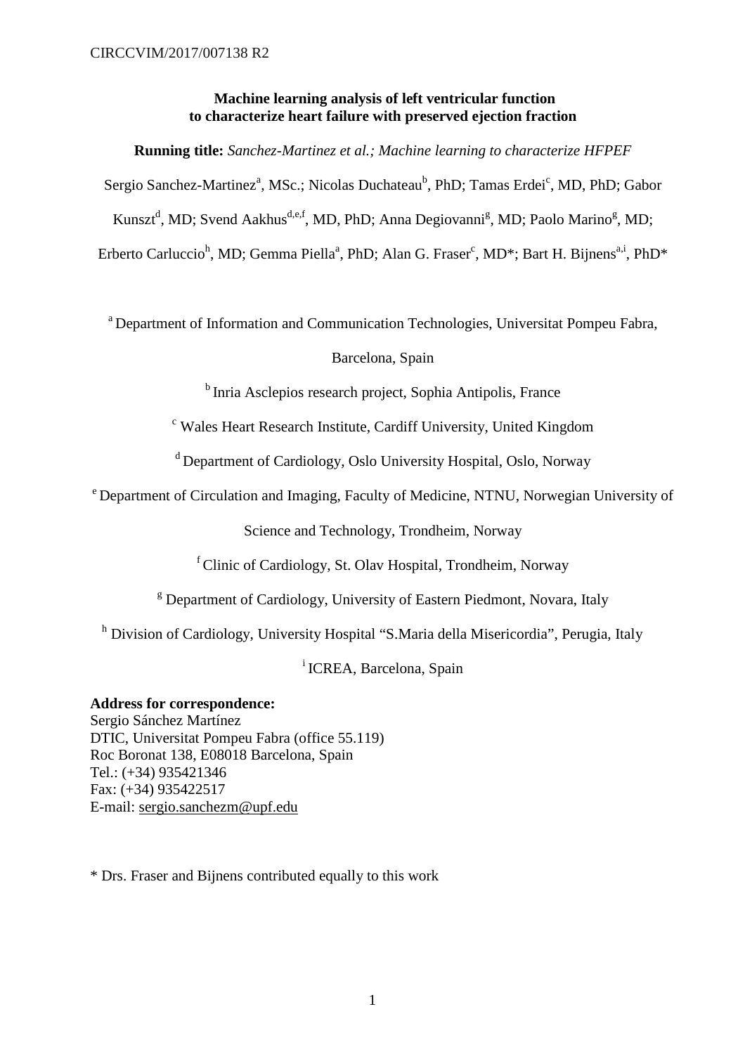# Machine learning analysis of left ventricular function to characterize heart failure with preserved ejection fraction

**Running title:** *Sanchez-Martinez et al.; Machine learning to characterize HFPEF*

Sergio Sanchez-Martinez[a], MSc.; Nicolas Duchateau[b], PhD; Tamas Erdei[c], MD, PhD; Gabor Kunszt[d], MD; Svend Aakhus[d,e,f], MD, PhD; Anna Degiovanni[g], MD; Paolo Marino[g], MD; Erberto Carluccio[h], MD; Gemma Piella[a], PhD; Alan G. Fraser[c], MD*; Bart H. Bijnens[a,i], PhD*

[a] Department of Information and Communication Technologies, Universitat Pompeu Fabra, Barcelona, Spain

[b] Inria Asclepios research project, Sophia Antipolis, France

[c] Wales Heart Research Institute, Cardiff University, United Kingdom

[d] Department of Cardiology, Oslo University Hospital, Oslo, Norway

[e] Department of Circulation and Imaging, Faculty of Medicine, NTNU, Norwegian University of Science and Technology, Trondheim, Norway

[f] Clinic of Cardiology, St. Olav Hospital, Trondheim, Norway

[g] Department of Cardiology, University of Eastern Piedmont, Novara, Italy

[h] Division of Cardiology, University Hospital "S.Maria della Misericordia", Perugia, Italy

[i] ICREA, Barcelona, Spain

**Address for correspondence:**
Sergio Sánchez Martínez
DTIC, Universitat Pompeu Fabra (office 55.119)
Roc Boronat 138, E08018 Barcelona, Spain
Tel.: (+34) 935421346
Fax: (+34) 935422517
E-mail: sergio.sanchezm@upf.edu

* Drs. Fraser and Bijnens contributed equally to this work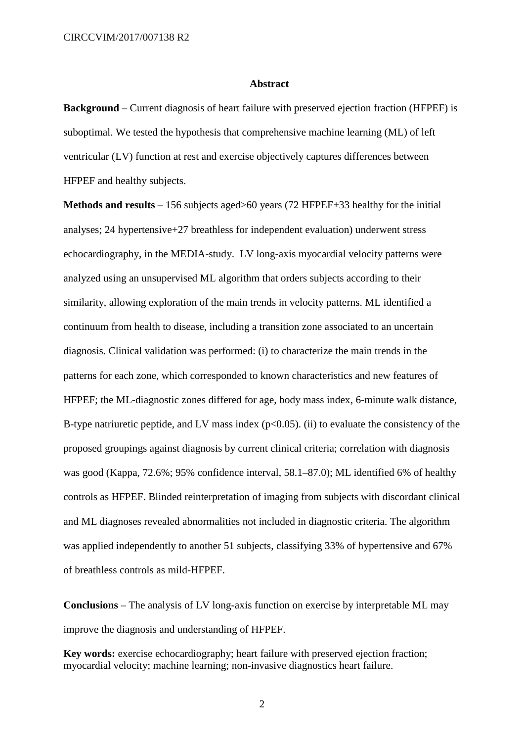## Abstract

**Background** – Current diagnosis of heart failure with preserved ejection fraction (HFPEF) is suboptimal. We tested the hypothesis that comprehensive machine learning (ML) of left ventricular (LV) function at rest and exercise objectively captures differences between HFPEF and healthy subjects.

**Methods and results** – 156 subjects aged>60 years (72 HFPEF+33 healthy for the initial analyses; 24 hypertensive+27 breathless for independent evaluation) underwent stress echocardiography, in the MEDIA-study. LV long-axis myocardial velocity patterns were analyzed using an unsupervised ML algorithm that orders subjects according to their similarity, allowing exploration of the main trends in velocity patterns. ML identified a continuum from health to disease, including a transition zone associated to an uncertain diagnosis. Clinical validation was performed: (i) to characterize the main trends in the patterns for each zone, which corresponded to known characteristics and new features of HFPEF; the ML-diagnostic zones differed for age, body mass index, 6-minute walk distance, B-type natriuretic peptide, and LV mass index ($p<0.05$). (ii) to evaluate the consistency of the proposed groupings against diagnosis by current clinical criteria; correlation with diagnosis was good (Kappa, 72.6%; 95% confidence interval, 58.1–87.0); ML identified 6% of healthy controls as HFPEF. Blinded reinterpretation of imaging from subjects with discordant clinical and ML diagnoses revealed abnormalities not included in diagnostic criteria. The algorithm was applied independently to another 51 subjects, classifying 33% of hypertensive and 67% of breathless controls as mild-HFPEF.

**Conclusions** – The analysis of LV long-axis function on exercise by interpretable ML may improve the diagnosis and understanding of HFPEF.

**Key words:** exercise echocardiography; heart failure with preserved ejection fraction; myocardial velocity; machine learning; non-invasive diagnostics heart failure.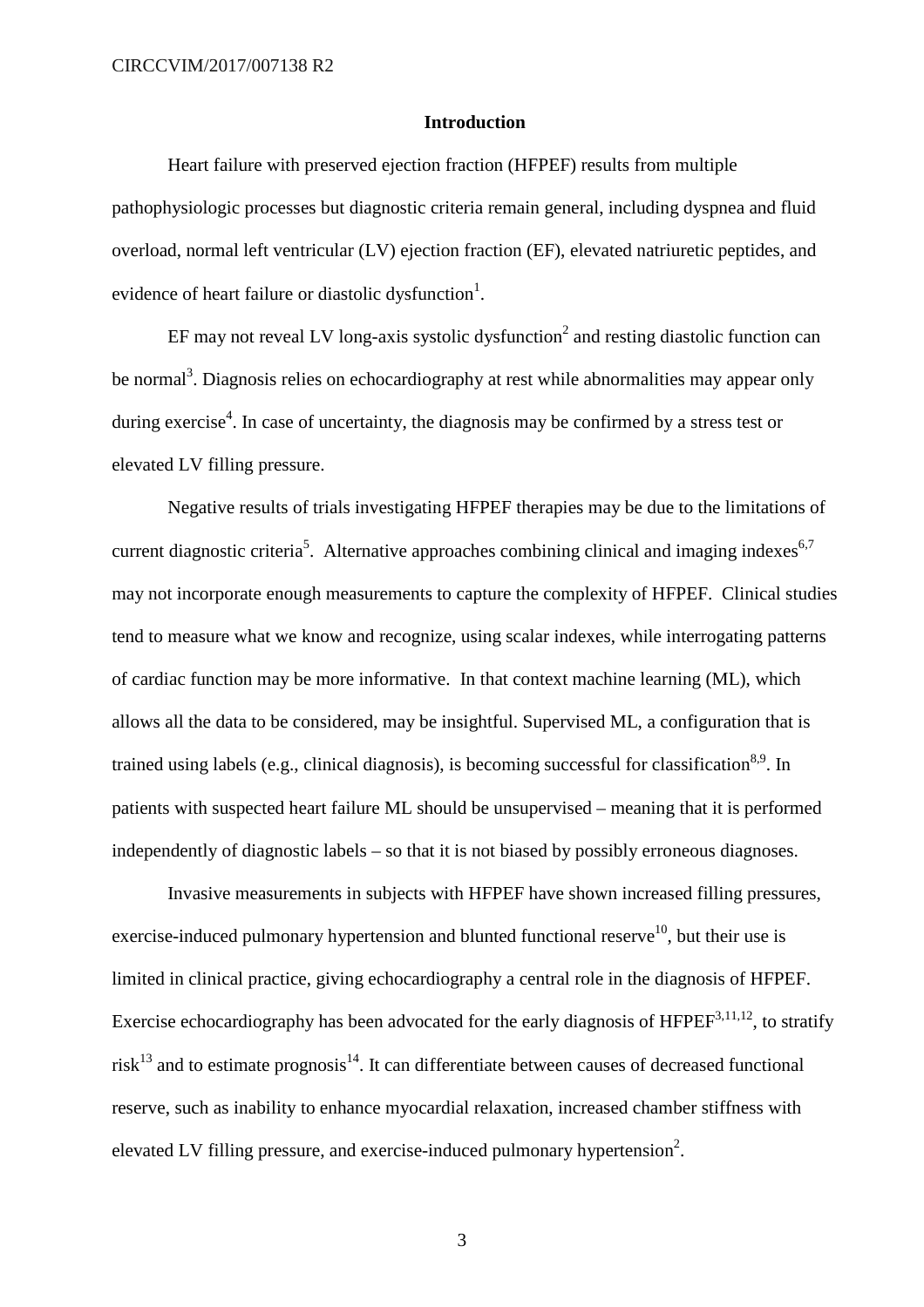## Introduction

Heart failure with preserved ejection fraction (HFPEF) results from multiple pathophysiologic processes but diagnostic criteria remain general, including dyspnea and fluid overload, normal left ventricular (LV) ejection fraction (EF), elevated natriuretic peptides, and evidence of heart failure or diastolic dysfunction[1].

EF may not reveal LV long-axis systolic dysfunction[2] and resting diastolic function can be normal[3]. Diagnosis relies on echocardiography at rest while abnormalities may appear only during exercise[4]. In case of uncertainty, the diagnosis may be confirmed by a stress test or elevated LV filling pressure.

Negative results of trials investigating HFPEF therapies may be due to the limitations of current diagnostic criteria[5]. Alternative approaches combining clinical and imaging indexes[6,7] may not incorporate enough measurements to capture the complexity of HFPEF. Clinical studies tend to measure what we know and recognize, using scalar indexes, while interrogating patterns of cardiac function may be more informative. In that context machine learning (ML), which allows all the data to be considered, may be insightful. Supervised ML, a configuration that is trained using labels (e.g., clinical diagnosis), is becoming successful for classification[8,9]. In patients with suspected heart failure ML should be unsupervised – meaning that it is performed independently of diagnostic labels – so that it is not biased by possibly erroneous diagnoses.

Invasive measurements in subjects with HFPEF have shown increased filling pressures, exercise-induced pulmonary hypertension and blunted functional reserve[10], but their use is limited in clinical practice, giving echocardiography a central role in the diagnosis of HFPEF. Exercise echocardiography has been advocated for the early diagnosis of HFPEF[3,11,12], to stratify risk[13] and to estimate prognosis[14]. It can differentiate between causes of decreased functional reserve, such as inability to enhance myocardial relaxation, increased chamber stiffness with elevated LV filling pressure, and exercise-induced pulmonary hypertension[2].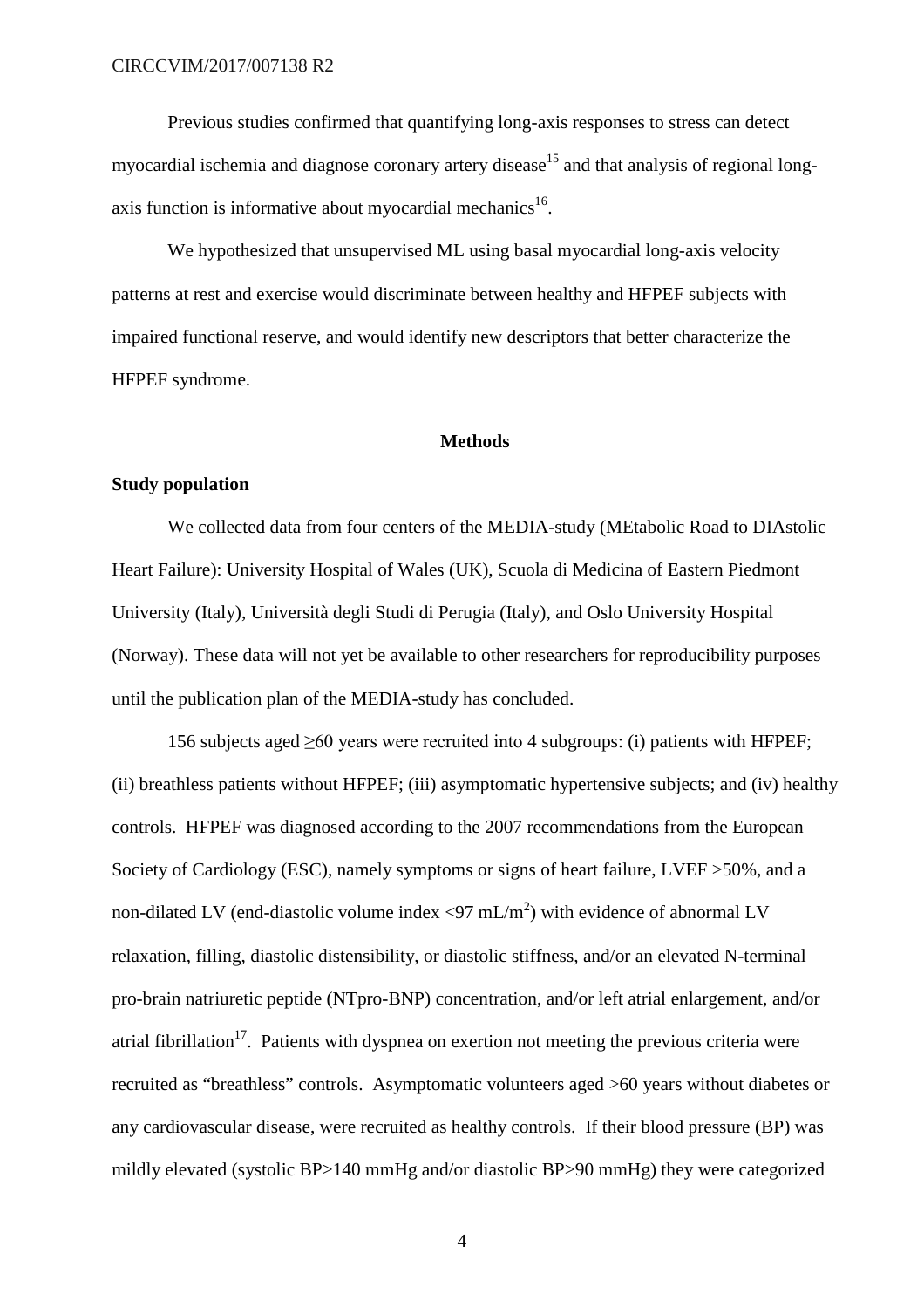Previous studies confirmed that quantifying long-axis responses to stress can detect myocardial ischemia and diagnose coronary artery disease[15] and that analysis of regional long-axis function is informative about myocardial mechanics[16].

We hypothesized that unsupervised ML using basal myocardial long-axis velocity patterns at rest and exercise would discriminate between healthy and HFPEF subjects with impaired functional reserve, and would identify new descriptors that better characterize the HFPEF syndrome.

## Methods

### Study population

We collected data from four centers of the MEDIA-study (MEtabolic Road to DIAstolic Heart Failure): University Hospital of Wales (UK), Scuola di Medicina of Eastern Piedmont University (Italy), Università degli Studi di Perugia (Italy), and Oslo University Hospital (Norway). These data will not yet be available to other researchers for reproducibility purposes until the publication plan of the MEDIA-study has concluded.

156 subjects aged ≥60 years were recruited into 4 subgroups: (i) patients with HFPEF; (ii) breathless patients without HFPEF; (iii) asymptomatic hypertensive subjects; and (iv) healthy controls. HFPEF was diagnosed according to the 2007 recommendations from the European Society of Cardiology (ESC), namely symptoms or signs of heart failure, LVEF >50%, and a non-dilated LV (end-diastolic volume index <97 mL/m$^2$) with evidence of abnormal LV relaxation, filling, diastolic distensibility, or diastolic stiffness, and/or an elevated N-terminal pro-brain natriuretic peptide (NTpro-BNP) concentration, and/or left atrial enlargement, and/or atrial fibrillation[17]. Patients with dyspnea on exertion not meeting the previous criteria were recruited as "breathless" controls. Asymptomatic volunteers aged >60 years without diabetes or any cardiovascular disease, were recruited as healthy controls. If their blood pressure (BP) was mildly elevated (systolic BP>140 mmHg and/or diastolic BP>90 mmHg) they were categorized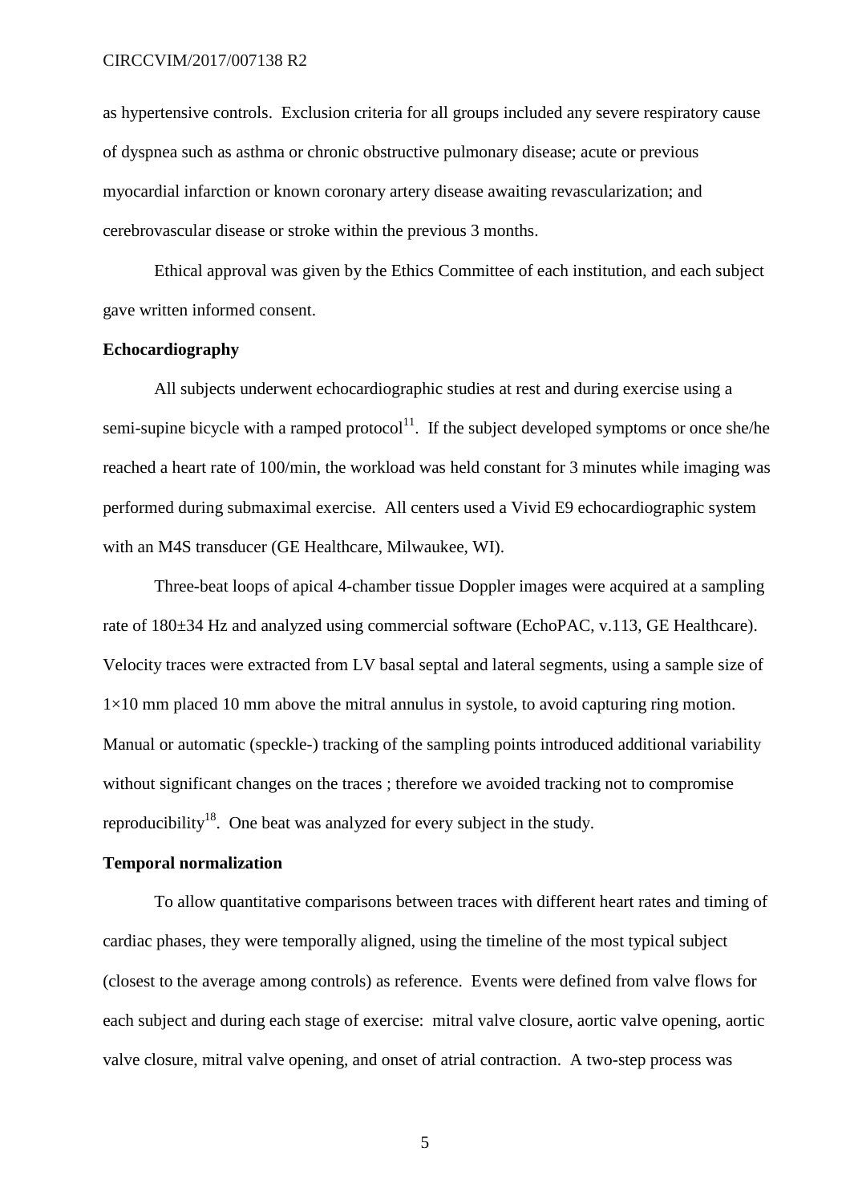as hypertensive controls. Exclusion criteria for all groups included any severe respiratory cause of dyspnea such as asthma or chronic obstructive pulmonary disease; acute or previous myocardial infarction or known coronary artery disease awaiting revascularization; and cerebrovascular disease or stroke within the previous 3 months.

Ethical approval was given by the Ethics Committee of each institution, and each subject gave written informed consent.

**Echocardiography**

All subjects underwent echocardiographic studies at rest and during exercise using a semi-supine bicycle with a ramped protocol[11]. If the subject developed symptoms or once she/he reached a heart rate of 100/min, the workload was held constant for 3 minutes while imaging was performed during submaximal exercise. All centers used a Vivid E9 echocardiographic system with an M4S transducer (GE Healthcare, Milwaukee, WI).

Three-beat loops of apical 4-chamber tissue Doppler images were acquired at a sampling rate of 180±34 Hz and analyzed using commercial software (EchoPAC, v.113, GE Healthcare). Velocity traces were extracted from LV basal septal and lateral segments, using a sample size of 1×10 mm placed 10 mm above the mitral annulus in systole, to avoid capturing ring motion. Manual or automatic (speckle-) tracking of the sampling points introduced additional variability without significant changes on the traces ; therefore we avoided tracking not to compromise reproducibility[18]. One beat was analyzed for every subject in the study.

**Temporal normalization**

To allow quantitative comparisons between traces with different heart rates and timing of cardiac phases, they were temporally aligned, using the timeline of the most typical subject (closest to the average among controls) as reference. Events were defined from valve flows for each subject and during each stage of exercise: mitral valve closure, aortic valve opening, aortic valve closure, mitral valve opening, and onset of atrial contraction. A two-step process was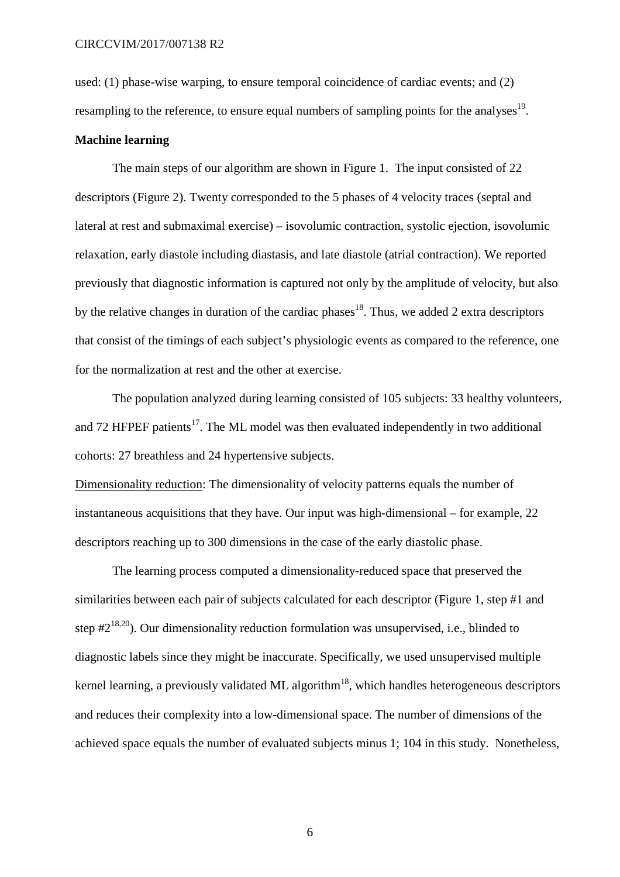used: (1) phase-wise warping, to ensure temporal coincidence of cardiac events; and (2) resampling to the reference, to ensure equal numbers of sampling points for the analyses[19].

**Machine learning**

The main steps of our algorithm are shown in Figure 1. The input consisted of 22 descriptors (Figure 2). Twenty corresponded to the 5 phases of 4 velocity traces (septal and lateral at rest and submaximal exercise) – isovolumic contraction, systolic ejection, isovolumic relaxation, early diastole including diastasis, and late diastole (atrial contraction). We reported previously that diagnostic information is captured not only by the amplitude of velocity, but also by the relative changes in duration of the cardiac phases[18]. Thus, we added 2 extra descriptors that consist of the timings of each subject's physiologic events as compared to the reference, one for the normalization at rest and the other at exercise.

The population analyzed during learning consisted of 105 subjects: 33 healthy volunteers, and 72 HFPEF patients[17]. The ML model was then evaluated independently in two additional cohorts: 27 breathless and 24 hypertensive subjects.

Dimensionality reduction: The dimensionality of velocity patterns equals the number of instantaneous acquisitions that they have. Our input was high-dimensional – for example, 22 descriptors reaching up to 300 dimensions in the case of the early diastolic phase.

The learning process computed a dimensionality-reduced space that preserved the similarities between each pair of subjects calculated for each descriptor (Figure 1, step #1 and step #2[18,20]). Our dimensionality reduction formulation was unsupervised, i.e., blinded to diagnostic labels since they might be inaccurate. Specifically, we used unsupervised multiple kernel learning, a previously validated ML algorithm[18], which handles heterogeneous descriptors and reduces their complexity into a low-dimensional space. The number of dimensions of the achieved space equals the number of evaluated subjects minus 1; 104 in this study. Nonetheless,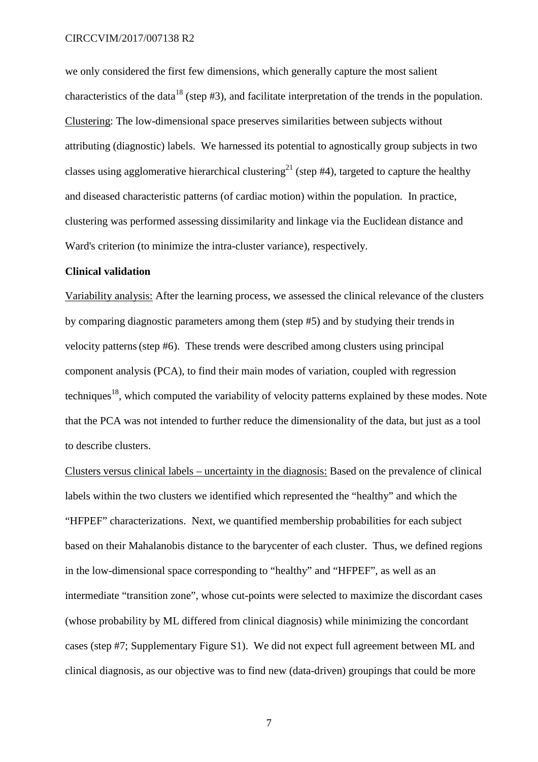we only considered the first few dimensions, which generally capture the most salient characteristics of the data[18] (step #3), and facilitate interpretation of the trends in the population.

Clustering: The low-dimensional space preserves similarities between subjects without attributing (diagnostic) labels. We harnessed its potential to agnostically group subjects in two classes using agglomerative hierarchical clustering[21] (step #4), targeted to capture the healthy and diseased characteristic patterns (of cardiac motion) within the population. In practice, clustering was performed assessing dissimilarity and linkage via the Euclidean distance and Ward's criterion (to minimize the intra-cluster variance), respectively.

**Clinical validation**

Variability analysis: After the learning process, we assessed the clinical relevance of the clusters by comparing diagnostic parameters among them (step #5) and by studying their trends in velocity patterns (step #6). These trends were described among clusters using principal component analysis (PCA), to find their main modes of variation, coupled with regression techniques[18], which computed the variability of velocity patterns explained by these modes. Note that the PCA was not intended to further reduce the dimensionality of the data, but just as a tool to describe clusters.

Clusters versus clinical labels – uncertainty in the diagnosis: Based on the prevalence of clinical labels within the two clusters we identified which represented the "healthy" and which the "HFPEF" characterizations. Next, we quantified membership probabilities for each subject based on their Mahalanobis distance to the barycenter of each cluster. Thus, we defined regions in the low-dimensional space corresponding to "healthy" and "HFPEF", as well as an intermediate "transition zone", whose cut-points were selected to maximize the discordant cases (whose probability by ML differed from clinical diagnosis) while minimizing the concordant cases (step #7; Supplementary Figure S1). We did not expect full agreement between ML and clinical diagnosis, as our objective was to find new (data-driven) groupings that could be more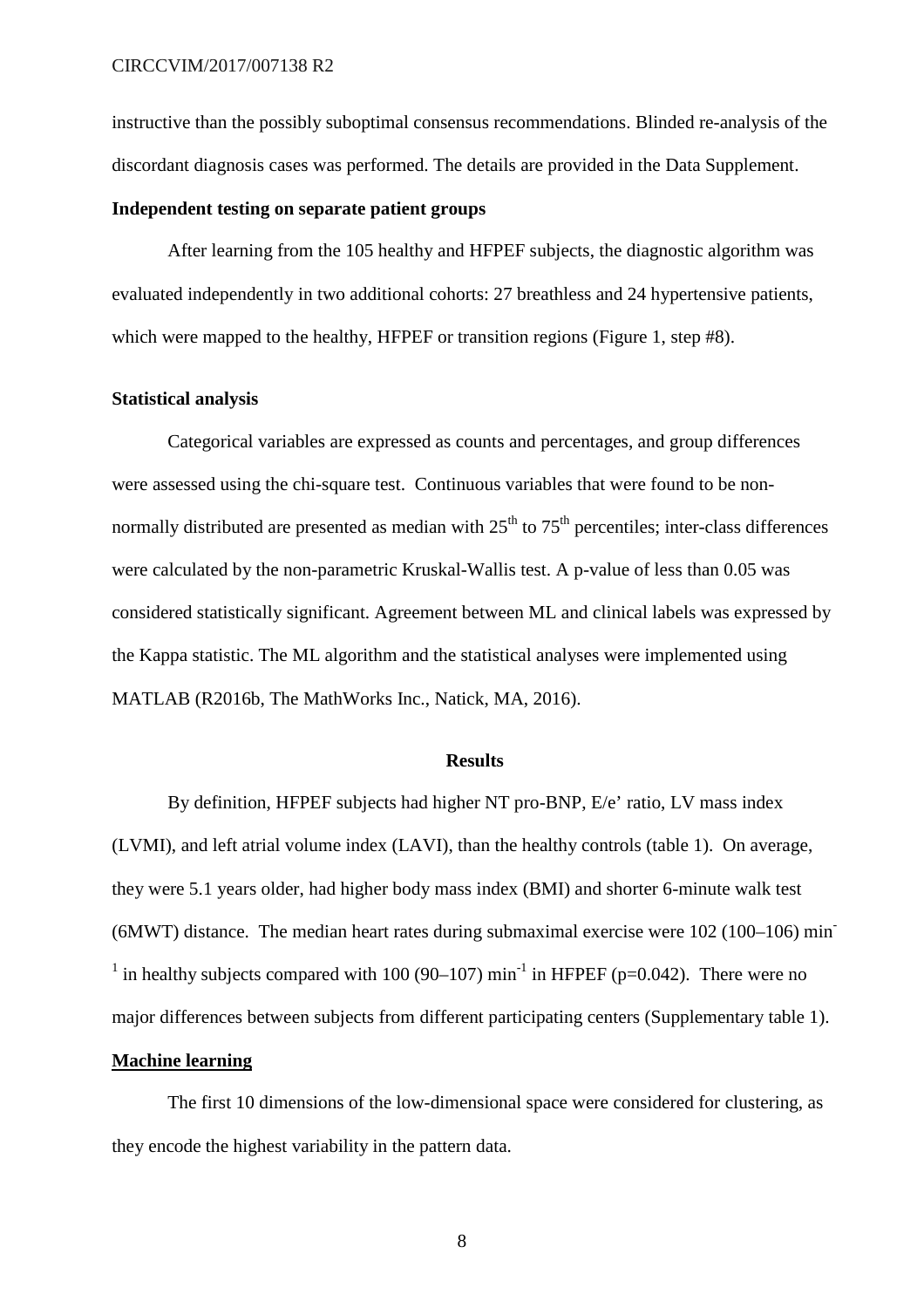instructive than the possibly suboptimal consensus recommendations. Blinded re-analysis of the discordant diagnosis cases was performed. The details are provided in the Data Supplement.

**Independent testing on separate patient groups**

After learning from the 105 healthy and HFPEF subjects, the diagnostic algorithm was evaluated independently in two additional cohorts: 27 breathless and 24 hypertensive patients, which were mapped to the healthy, HFPEF or transition regions (Figure 1, step #8).

**Statistical analysis**

Categorical variables are expressed as counts and percentages, and group differences were assessed using the chi-square test. Continuous variables that were found to be non-normally distributed are presented as median with $25^{th}$ to $75^{th}$ percentiles; inter-class differences were calculated by the non-parametric Kruskal-Wallis test. A p-value of less than 0.05 was considered statistically significant. Agreement between ML and clinical labels was expressed by the Kappa statistic. The ML algorithm and the statistical analyses were implemented using MATLAB (R2016b, The MathWorks Inc., Natick, MA, 2016).

## Results

By definition, HFPEF subjects had higher NT pro-BNP, E/e' ratio, LV mass index (LVMI), and left atrial volume index (LAVI), than the healthy controls (table 1). On average, they were 5.1 years older, had higher body mass index (BMI) and shorter 6-minute walk test (6MWT) distance. The median heart rates during submaximal exercise were 102 (100–106) $min^{-1}$ in healthy subjects compared with 100 (90–107) $min^{-1}$ in HFPEF ($p=0.042$). There were no major differences between subjects from different participating centers (Supplementary table 1).

**Machine learning**

The first 10 dimensions of the low-dimensional space were considered for clustering, as they encode the highest variability in the pattern data.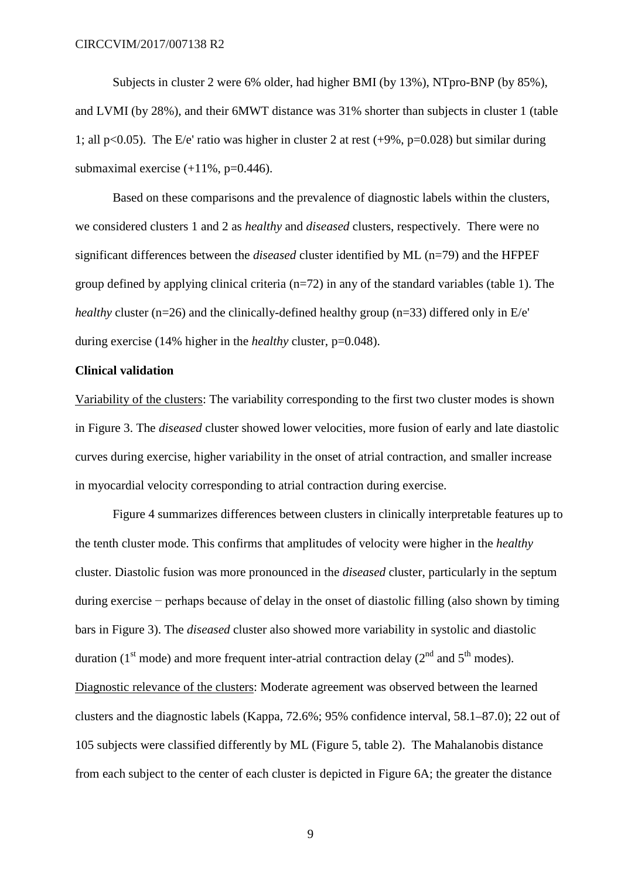Subjects in cluster 2 were 6% older, had higher BMI (by 13%), NTpro-BNP (by 85%), and LVMI (by 28%), and their 6MWT distance was 31% shorter than subjects in cluster 1 (table 1; all $p<0.05$). The E/e' ratio was higher in cluster 2 at rest (+9%, $p=0.028$) but similar during submaximal exercise (+11%, $p=0.446$).

Based on these comparisons and the prevalence of diagnostic labels within the clusters, we considered clusters 1 and 2 as *healthy* and *diseased* clusters, respectively. There were no significant differences between the *diseased* cluster identified by ML (n=79) and the HFPEF group defined by applying clinical criteria (n=72) in any of the standard variables (table 1). The *healthy* cluster (n=26) and the clinically-defined healthy group (n=33) differed only in E/e' during exercise (14% higher in the *healthy* cluster, $p=0.048$).

**Clinical validation**

Variability of the clusters: The variability corresponding to the first two cluster modes is shown in Figure 3. The *diseased* cluster showed lower velocities, more fusion of early and late diastolic curves during exercise, higher variability in the onset of atrial contraction, and smaller increase in myocardial velocity corresponding to atrial contraction during exercise.

Figure 4 summarizes differences between clusters in clinically interpretable features up to the tenth cluster mode. This confirms that amplitudes of velocity were higher in the *healthy* cluster. Diastolic fusion was more pronounced in the *diseased* cluster, particularly in the septum during exercise − perhaps because of delay in the onset of diastolic filling (also shown by timing bars in Figure 3). The *diseased* cluster also showed more variability in systolic and diastolic duration (1st mode) and more frequent inter-atrial contraction delay (2nd and 5th modes).

Diagnostic relevance of the clusters: Moderate agreement was observed between the learned clusters and the diagnostic labels (Kappa, 72.6%; 95% confidence interval, 58.1–87.0); 22 out of 105 subjects were classified differently by ML (Figure 5, table 2). The Mahalanobis distance from each subject to the center of each cluster is depicted in Figure 6A; the greater the distance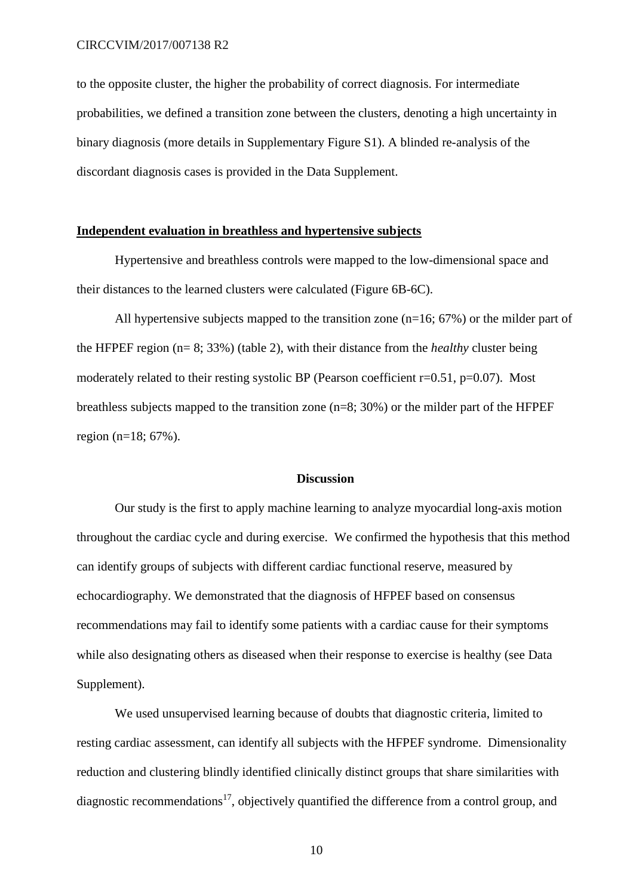to the opposite cluster, the higher the probability of correct diagnosis. For intermediate probabilities, we defined a transition zone between the clusters, denoting a high uncertainty in binary diagnosis (more details in Supplementary Figure S1). A blinded re-analysis of the discordant diagnosis cases is provided in the Data Supplement.

**Independent evaluation in breathless and hypertensive subjects**

Hypertensive and breathless controls were mapped to the low-dimensional space and their distances to the learned clusters were calculated (Figure 6B-6C).

All hypertensive subjects mapped to the transition zone (n=16; 67%) or the milder part of the HFPEF region (n= 8; 33%) (table 2), with their distance from the *healthy* cluster being moderately related to their resting systolic BP (Pearson coefficient r=0.51, p=0.07). Most breathless subjects mapped to the transition zone (n=8; 30%) or the milder part of the HFPEF region (n=18; 67%).

## Discussion

Our study is the first to apply machine learning to analyze myocardial long-axis motion throughout the cardiac cycle and during exercise. We confirmed the hypothesis that this method can identify groups of subjects with different cardiac functional reserve, measured by echocardiography. We demonstrated that the diagnosis of HFPEF based on consensus recommendations may fail to identify some patients with a cardiac cause for their symptoms while also designating others as diseased when their response to exercise is healthy (see Data Supplement).

We used unsupervised learning because of doubts that diagnostic criteria, limited to resting cardiac assessment, can identify all subjects with the HFPEF syndrome. Dimensionality reduction and clustering blindly identified clinically distinct groups that share similarities with diagnostic recommendations[17], objectively quantified the difference from a control group, and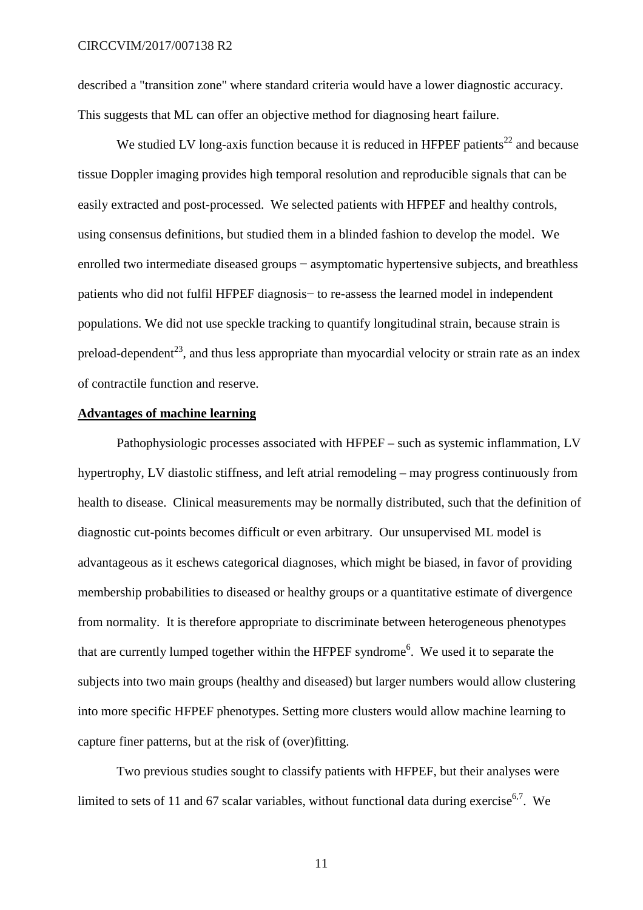described a "transition zone" where standard criteria would have a lower diagnostic accuracy. This suggests that ML can offer an objective method for diagnosing heart failure.

We studied LV long-axis function because it is reduced in HFPEF patients[22] and because tissue Doppler imaging provides high temporal resolution and reproducible signals that can be easily extracted and post-processed. We selected patients with HFPEF and healthy controls, using consensus definitions, but studied them in a blinded fashion to develop the model. We enrolled two intermediate diseased groups − asymptomatic hypertensive subjects, and breathless patients who did not fulfil HFPEF diagnosis− to re-assess the learned model in independent populations. We did not use speckle tracking to quantify longitudinal strain, because strain is preload-dependent[23], and thus less appropriate than myocardial velocity or strain rate as an index of contractile function and reserve.

**Advantages of machine learning**

Pathophysiologic processes associated with HFPEF – such as systemic inflammation, LV hypertrophy, LV diastolic stiffness, and left atrial remodeling – may progress continuously from health to disease. Clinical measurements may be normally distributed, such that the definition of diagnostic cut-points becomes difficult or even arbitrary. Our unsupervised ML model is advantageous as it eschews categorical diagnoses, which might be biased, in favor of providing membership probabilities to diseased or healthy groups or a quantitative estimate of divergence from normality. It is therefore appropriate to discriminate between heterogeneous phenotypes that are currently lumped together within the HFPEF syndrome[6]. We used it to separate the subjects into two main groups (healthy and diseased) but larger numbers would allow clustering into more specific HFPEF phenotypes. Setting more clusters would allow machine learning to capture finer patterns, but at the risk of (over)fitting.

Two previous studies sought to classify patients with HFPEF, but their analyses were limited to sets of 11 and 67 scalar variables, without functional data during exercise[6,7]. We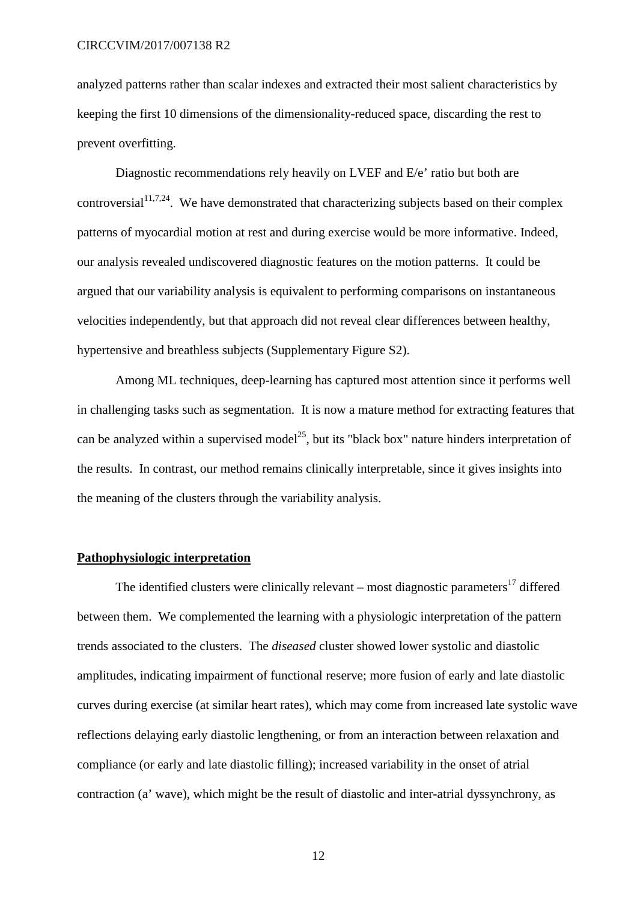analyzed patterns rather than scalar indexes and extracted their most salient characteristics by keeping the first 10 dimensions of the dimensionality-reduced space, discarding the rest to prevent overfitting.

Diagnostic recommendations rely heavily on LVEF and E/e' ratio but both are controversial[11,7,24]. We have demonstrated that characterizing subjects based on their complex patterns of myocardial motion at rest and during exercise would be more informative. Indeed, our analysis revealed undiscovered diagnostic features on the motion patterns. It could be argued that our variability analysis is equivalent to performing comparisons on instantaneous velocities independently, but that approach did not reveal clear differences between healthy, hypertensive and breathless subjects (Supplementary Figure S2).

Among ML techniques, deep-learning has captured most attention since it performs well in challenging tasks such as segmentation. It is now a mature method for extracting features that can be analyzed within a supervised model[25], but its "black box" nature hinders interpretation of the results. In contrast, our method remains clinically interpretable, since it gives insights into the meaning of the clusters through the variability analysis.

## Pathophysiologic interpretation

The identified clusters were clinically relevant – most diagnostic parameters[17] differed between them. We complemented the learning with a physiologic interpretation of the pattern trends associated to the clusters. The *diseased* cluster showed lower systolic and diastolic amplitudes, indicating impairment of functional reserve; more fusion of early and late diastolic curves during exercise (at similar heart rates), which may come from increased late systolic wave reflections delaying early diastolic lengthening, or from an interaction between relaxation and compliance (or early and late diastolic filling); increased variability in the onset of atrial contraction (a' wave), which might be the result of diastolic and inter-atrial dyssynchrony, as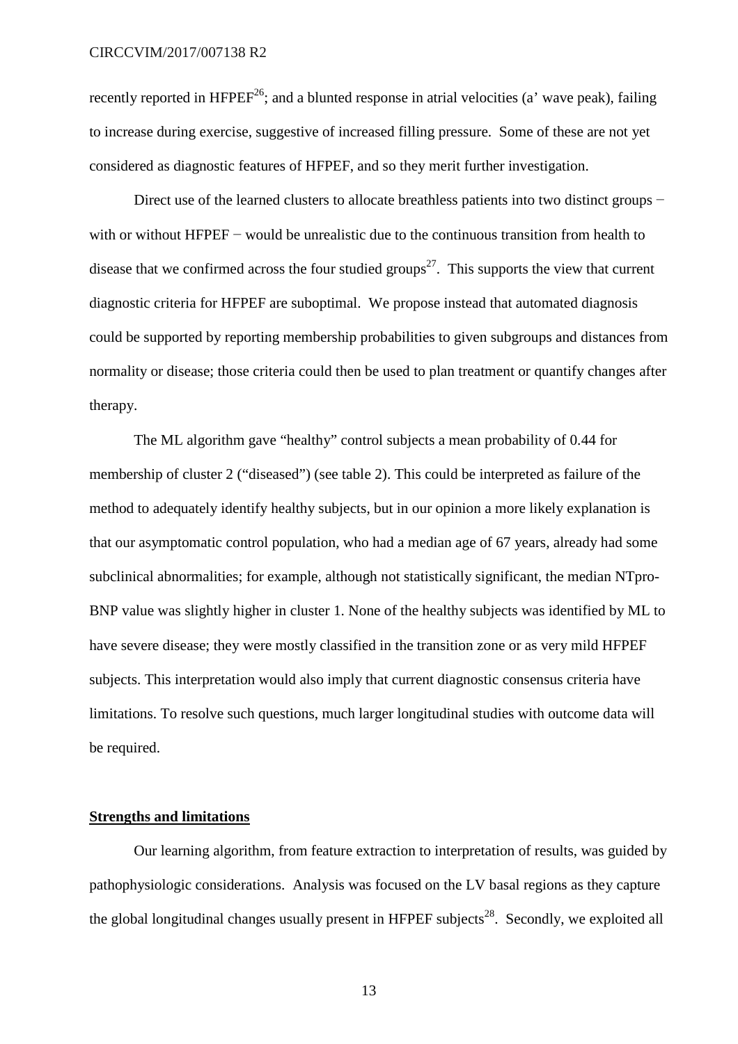recently reported in HFPEF[26]; and a blunted response in atrial velocities (a' wave peak), failing to increase during exercise, suggestive of increased filling pressure. Some of these are not yet considered as diagnostic features of HFPEF, and so they merit further investigation.

Direct use of the learned clusters to allocate breathless patients into two distinct groups − with or without HFPEF − would be unrealistic due to the continuous transition from health to disease that we confirmed across the four studied groups[27]. This supports the view that current diagnostic criteria for HFPEF are suboptimal. We propose instead that automated diagnosis could be supported by reporting membership probabilities to given subgroups and distances from normality or disease; those criteria could then be used to plan treatment or quantify changes after therapy.

The ML algorithm gave "healthy" control subjects a mean probability of 0.44 for membership of cluster 2 ("diseased") (see table 2). This could be interpreted as failure of the method to adequately identify healthy subjects, but in our opinion a more likely explanation is that our asymptomatic control population, who had a median age of 67 years, already had some subclinical abnormalities; for example, although not statistically significant, the median NTpro-BNP value was slightly higher in cluster 1. None of the healthy subjects was identified by ML to have severe disease; they were mostly classified in the transition zone or as very mild HFPEF subjects. This interpretation would also imply that current diagnostic consensus criteria have limitations. To resolve such questions, much larger longitudinal studies with outcome data will be required.

## Strengths and limitations

Our learning algorithm, from feature extraction to interpretation of results, was guided by pathophysiologic considerations. Analysis was focused on the LV basal regions as they capture the global longitudinal changes usually present in HFPEF subjects[28]. Secondly, we exploited all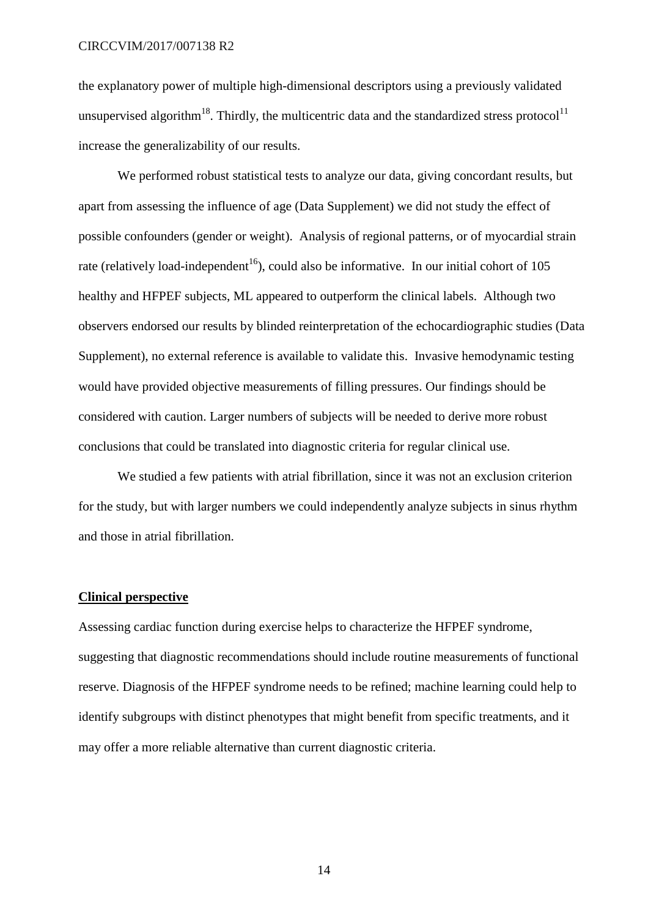the explanatory power of multiple high-dimensional descriptors using a previously validated unsupervised algorithm[18]. Thirdly, the multicentric data and the standardized stress protocol[11] increase the generalizability of our results.

We performed robust statistical tests to analyze our data, giving concordant results, but apart from assessing the influence of age (Data Supplement) we did not study the effect of possible confounders (gender or weight). Analysis of regional patterns, or of myocardial strain rate (relatively load-independent[16]), could also be informative. In our initial cohort of 105 healthy and HFPEF subjects, ML appeared to outperform the clinical labels. Although two observers endorsed our results by blinded reinterpretation of the echocardiographic studies (Data Supplement), no external reference is available to validate this. Invasive hemodynamic testing would have provided objective measurements of filling pressures. Our findings should be considered with caution. Larger numbers of subjects will be needed to derive more robust conclusions that could be translated into diagnostic criteria for regular clinical use.

We studied a few patients with atrial fibrillation, since it was not an exclusion criterion for the study, but with larger numbers we could independently analyze subjects in sinus rhythm and those in atrial fibrillation.

## Clinical perspective

Assessing cardiac function during exercise helps to characterize the HFPEF syndrome, suggesting that diagnostic recommendations should include routine measurements of functional reserve. Diagnosis of the HFPEF syndrome needs to be refined; machine learning could help to identify subgroups with distinct phenotypes that might benefit from specific treatments, and it may offer a more reliable alternative than current diagnostic criteria.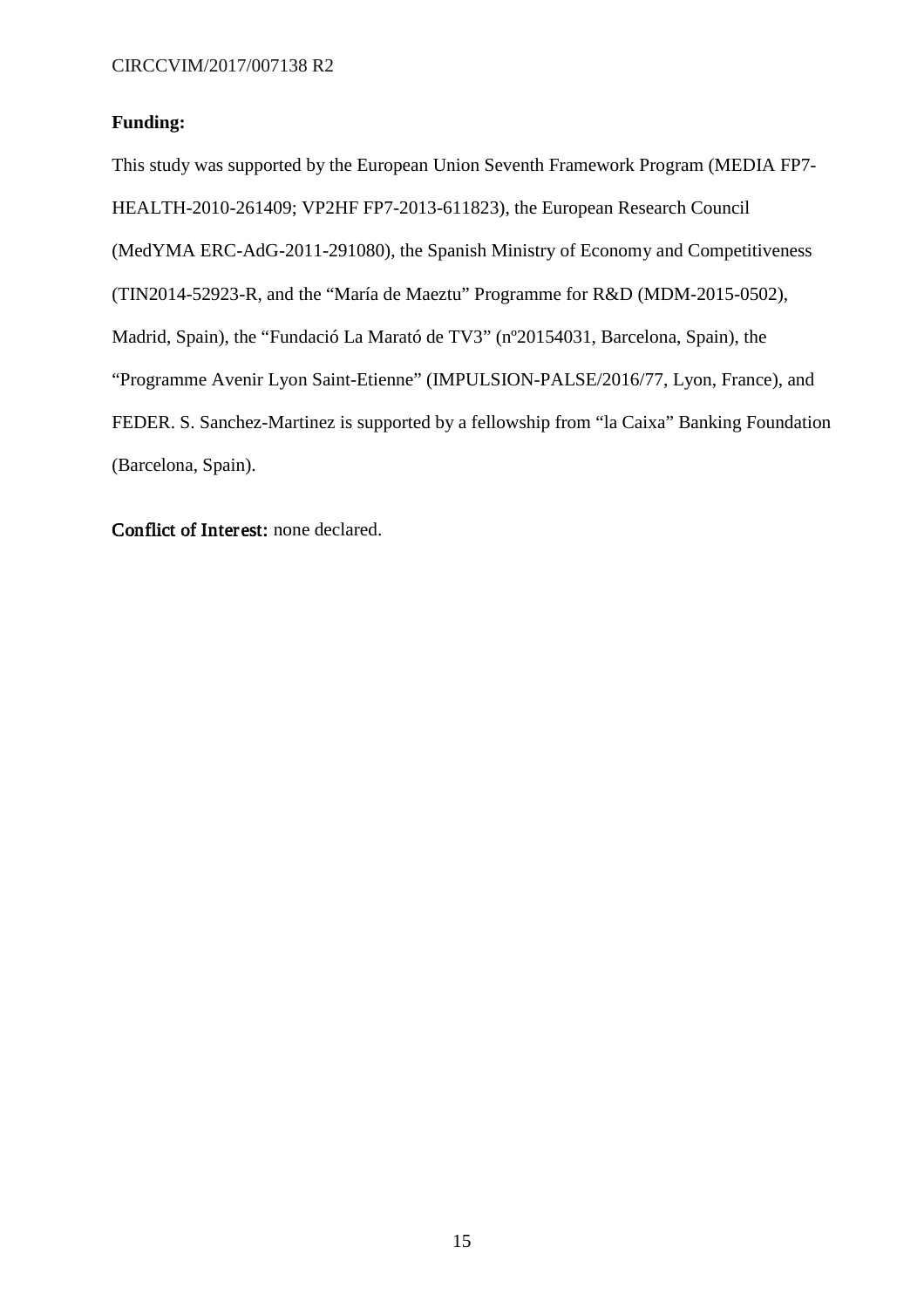**Funding:**

This study was supported by the European Union Seventh Framework Program (MEDIA FP7-HEALTH-2010-261409; VP2HF FP7-2013-611823), the European Research Council (MedYMA ERC-AdG-2011-291080), the Spanish Ministry of Economy and Competitiveness (TIN2014-52923-R, and the "María de Maeztu" Programme for R&D (MDM-2015-0502), Madrid, Spain), the "Fundació La Marató de TV3" (nº20154031, Barcelona, Spain), the "Programme Avenir Lyon Saint-Etienne" (IMPULSION-PALSE/2016/77, Lyon, France), and FEDER. S. Sanchez-Martinez is supported by a fellowship from "la Caixa" Banking Foundation (Barcelona, Spain).

**Conflict of Interest:** none declared.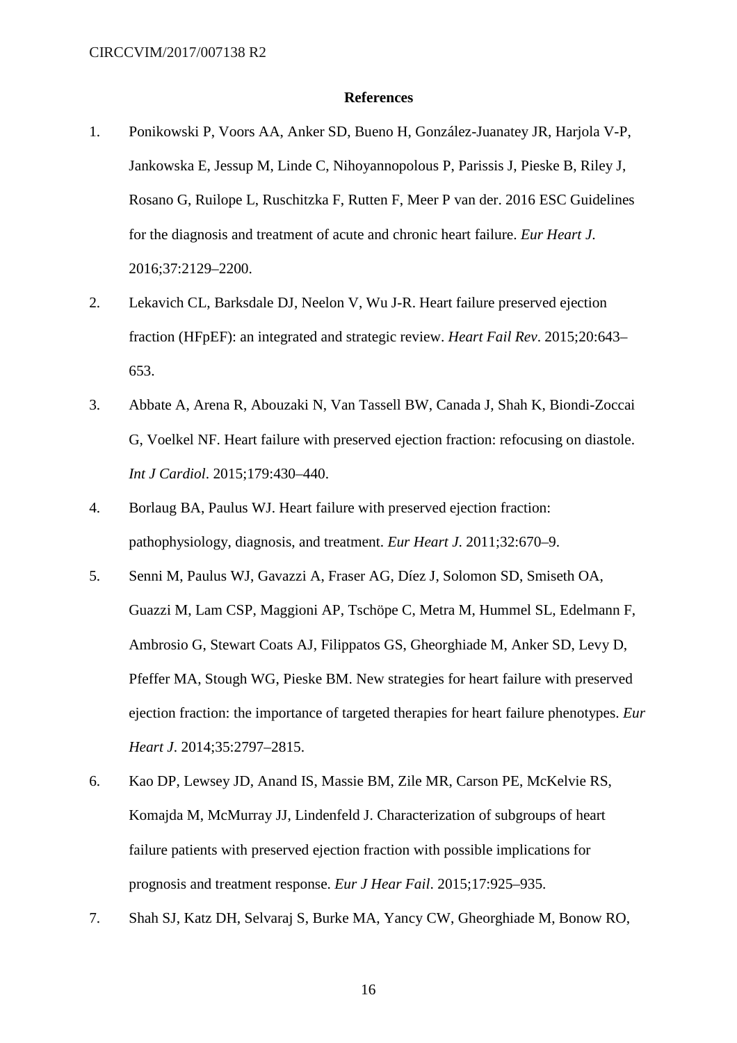## References

1. Ponikowski P, Voors AA, Anker SD, Bueno H, González-Juanatey JR, Harjola V-P, Jankowska E, Jessup M, Linde C, Nihoyannopolous P, Parissis J, Pieske B, Riley J, Rosano G, Ruilope L, Ruschitzka F, Rutten F, Meer P van der. 2016 ESC Guidelines for the diagnosis and treatment of acute and chronic heart failure. *Eur Heart J*. 2016;37:2129–2200.
2. Lekavich CL, Barksdale DJ, Neelon V, Wu J-R. Heart failure preserved ejection fraction (HFpEF): an integrated and strategic review. *Heart Fail Rev*. 2015;20:643–653.
3. Abbate A, Arena R, Abouzaki N, Van Tassell BW, Canada J, Shah K, Biondi-Zoccai G, Voelkel NF. Heart failure with preserved ejection fraction: refocusing on diastole. *Int J Cardiol*. 2015;179:430–440.
4. Borlaug BA, Paulus WJ. Heart failure with preserved ejection fraction: pathophysiology, diagnosis, and treatment. *Eur Heart J*. 2011;32:670–9.
5. Senni M, Paulus WJ, Gavazzi A, Fraser AG, Díez J, Solomon SD, Smiseth OA, Guazzi M, Lam CSP, Maggioni AP, Tschöpe C, Metra M, Hummel SL, Edelmann F, Ambrosio G, Stewart Coats AJ, Filippatos GS, Gheorghiade M, Anker SD, Levy D, Pfeffer MA, Stough WG, Pieske BM. New strategies for heart failure with preserved ejection fraction: the importance of targeted therapies for heart failure phenotypes. *Eur Heart J*. 2014;35:2797–2815.
6. Kao DP, Lewsey JD, Anand IS, Massie BM, Zile MR, Carson PE, McKelvie RS, Komajda M, McMurray JJ, Lindenfeld J. Characterization of subgroups of heart failure patients with preserved ejection fraction with possible implications for prognosis and treatment response. *Eur J Hear Fail*. 2015;17:925–935.
7. Shah SJ, Katz DH, Selvaraj S, Burke MA, Yancy CW, Gheorghiade M, Bonow RO,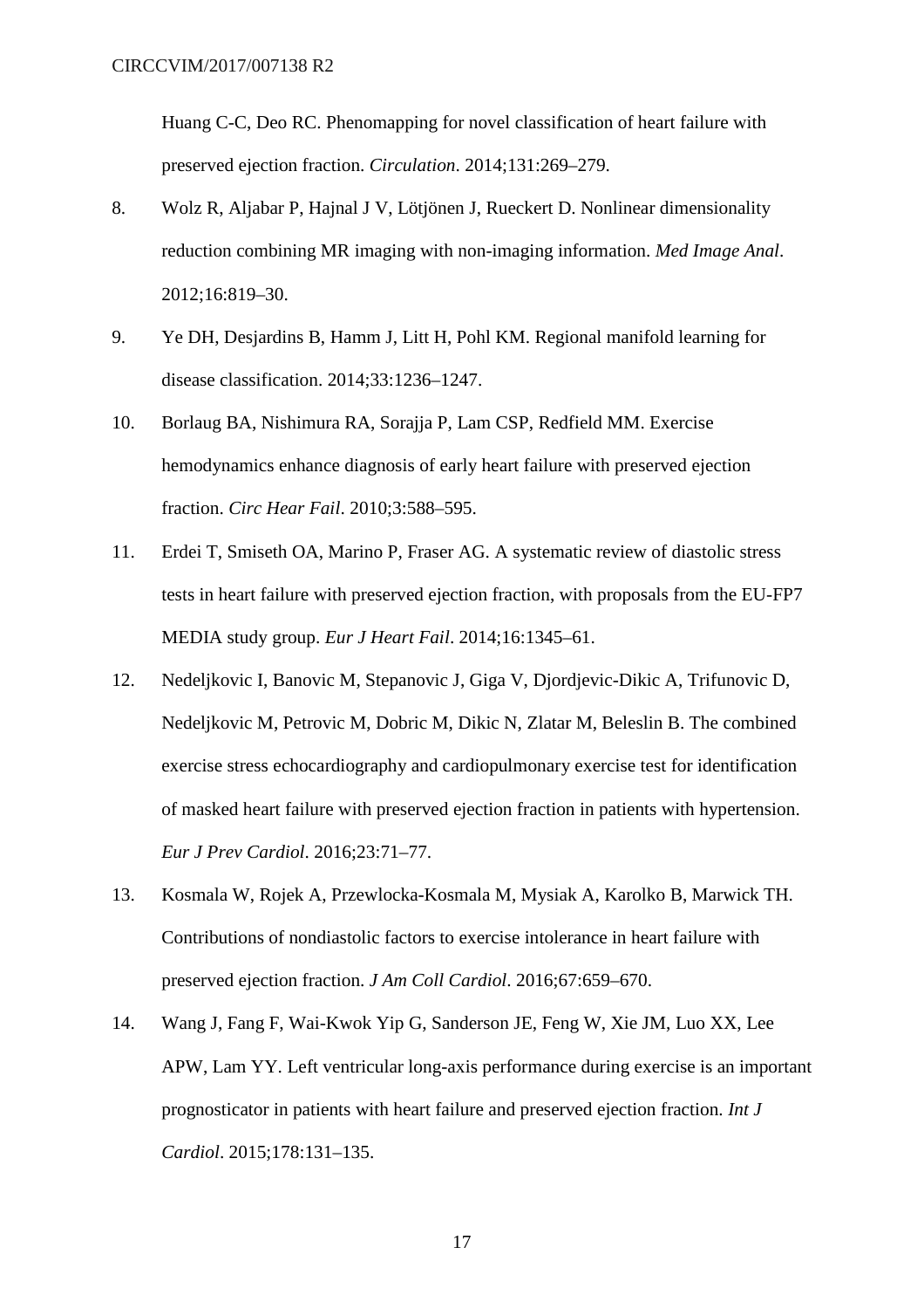Huang C-C, Deo RC. Phenomapping for novel classification of heart failure with preserved ejection fraction. *Circulation*. 2014;131:269–279.

8. Wolz R, Aljabar P, Hajnal J V, Lötjönen J, Rueckert D. Nonlinear dimensionality reduction combining MR imaging with non-imaging information. *Med Image Anal*. 2012;16:819–30.

9. Ye DH, Desjardins B, Hamm J, Litt H, Pohl KM. Regional manifold learning for disease classification. 2014;33:1236–1247.

10. Borlaug BA, Nishimura RA, Sorajja P, Lam CSP, Redfield MM. Exercise hemodynamics enhance diagnosis of early heart failure with preserved ejection fraction. *Circ Hear Fail*. 2010;3:588–595.

11. Erdei T, Smiseth OA, Marino P, Fraser AG. A systematic review of diastolic stress tests in heart failure with preserved ejection fraction, with proposals from the EU-FP7 MEDIA study group. *Eur J Heart Fail*. 2014;16:1345–61.

12. Nedeljkovic I, Banovic M, Stepanovic J, Giga V, Djordjevic-Dikic A, Trifunovic D, Nedeljkovic M, Petrovic M, Dobric M, Dikic N, Zlatar M, Beleslin B. The combined exercise stress echocardiography and cardiopulmonary exercise test for identification of masked heart failure with preserved ejection fraction in patients with hypertension. *Eur J Prev Cardiol*. 2016;23:71–77.

13. Kosmala W, Rojek A, Przewlocka-Kosmala M, Mysiak A, Karolko B, Marwick TH. Contributions of nondiastolic factors to exercise intolerance in heart failure with preserved ejection fraction. *J Am Coll Cardiol*. 2016;67:659–670.

14. Wang J, Fang F, Wai-Kwok Yip G, Sanderson JE, Feng W, Xie JM, Luo XX, Lee APW, Lam YY. Left ventricular long-axis performance during exercise is an important prognosticator in patients with heart failure and preserved ejection fraction. *Int J Cardiol*. 2015;178:131–135.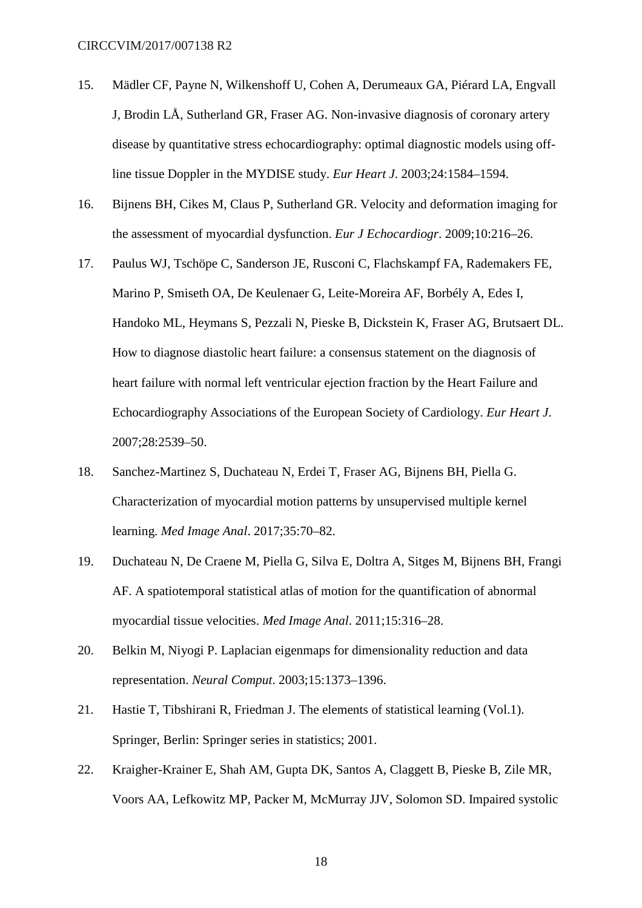15. Mädler CF, Payne N, Wilkenshoff U, Cohen A, Derumeaux GA, Piérard LA, Engvall J, Brodin LÅ, Sutherland GR, Fraser AG. Non-invasive diagnosis of coronary artery disease by quantitative stress echocardiography: optimal diagnostic models using off-line tissue Doppler in the MYDISE study. *Eur Heart J*. 2003;24:1584–1594.
16. Bijnens BH, Cikes M, Claus P, Sutherland GR. Velocity and deformation imaging for the assessment of myocardial dysfunction. *Eur J Echocardiogr*. 2009;10:216–26.
17. Paulus WJ, Tschöpe C, Sanderson JE, Rusconi C, Flachskampf FA, Rademakers FE, Marino P, Smiseth OA, De Keulenaer G, Leite-Moreira AF, Borbély A, Edes I, Handoko ML, Heymans S, Pezzali N, Pieske B, Dickstein K, Fraser AG, Brutsaert DL. How to diagnose diastolic heart failure: a consensus statement on the diagnosis of heart failure with normal left ventricular ejection fraction by the Heart Failure and Echocardiography Associations of the European Society of Cardiology. *Eur Heart J*. 2007;28:2539–50.
18. Sanchez-Martinez S, Duchateau N, Erdei T, Fraser AG, Bijnens BH, Piella G. Characterization of myocardial motion patterns by unsupervised multiple kernel learning. *Med Image Anal*. 2017;35:70–82.
19. Duchateau N, De Craene M, Piella G, Silva E, Doltra A, Sitges M, Bijnens BH, Frangi AF. A spatiotemporal statistical atlas of motion for the quantification of abnormal myocardial tissue velocities. *Med Image Anal*. 2011;15:316–28.
20. Belkin M, Niyogi P. Laplacian eigenmaps for dimensionality reduction and data representation. *Neural Comput*. 2003;15:1373–1396.
21. Hastie T, Tibshirani R, Friedman J. The elements of statistical learning (Vol.1). Springer, Berlin: Springer series in statistics; 2001.
22. Kraigher-Krainer E, Shah AM, Gupta DK, Santos A, Claggett B, Pieske B, Zile MR, Voors AA, Lefkowitz MP, Packer M, McMurray JJV, Solomon SD. Impaired systolic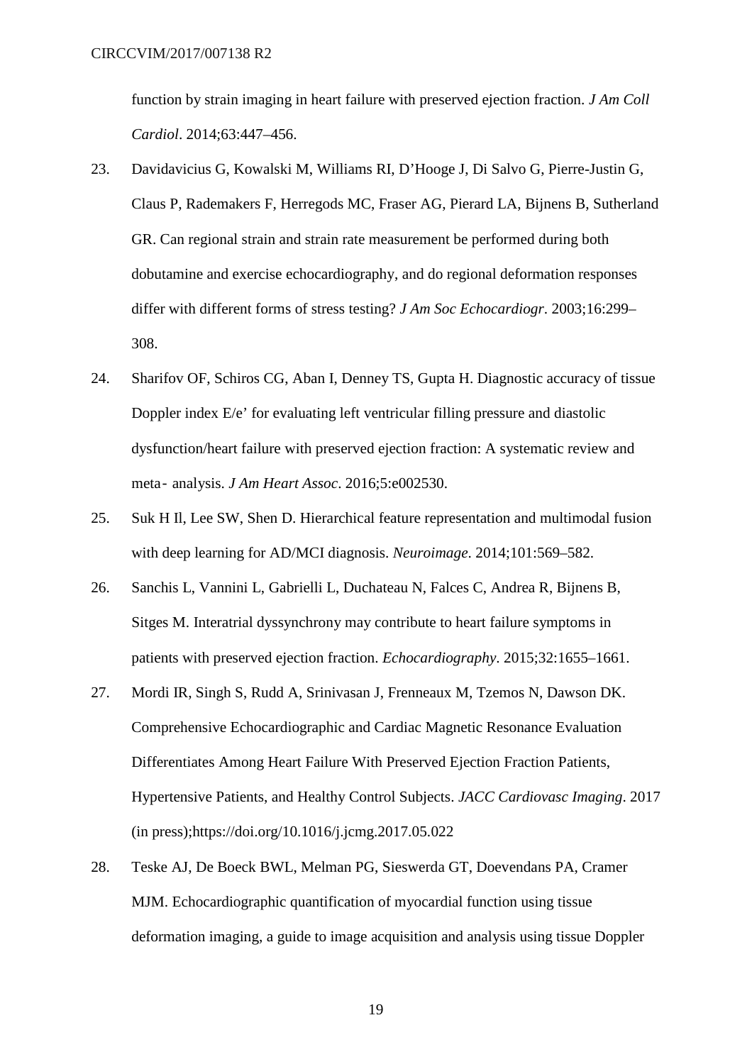function by strain imaging in heart failure with preserved ejection fraction. *J Am Coll Cardiol*. 2014;63:447–456.

23. Davidavicius G, Kowalski M, Williams RI, D'Hooge J, Di Salvo G, Pierre-Justin G, Claus P, Rademakers F, Herregods MC, Fraser AG, Pierard LA, Bijnens B, Sutherland GR. Can regional strain and strain rate measurement be performed during both dobutamine and exercise echocardiography, and do regional deformation responses differ with different forms of stress testing? *J Am Soc Echocardiogr*. 2003;16:299–308.
24. Sharifov OF, Schiros CG, Aban I, Denney TS, Gupta H. Diagnostic accuracy of tissue Doppler index E/e' for evaluating left ventricular filling pressure and diastolic dysfunction/heart failure with preserved ejection fraction: A systematic review and meta‐ analysis. *J Am Heart Assoc*. 2016;5:e002530.
25. Suk H Il, Lee SW, Shen D. Hierarchical feature representation and multimodal fusion with deep learning for AD/MCI diagnosis. *Neuroimage*. 2014;101:569–582.
26. Sanchis L, Vannini L, Gabrielli L, Duchateau N, Falces C, Andrea R, Bijnens B, Sitges M. Interatrial dyssynchrony may contribute to heart failure symptoms in patients with preserved ejection fraction. *Echocardiography*. 2015;32:1655–1661.
27. Mordi IR, Singh S, Rudd A, Srinivasan J, Frenneaux M, Tzemos N, Dawson DK. Comprehensive Echocardiographic and Cardiac Magnetic Resonance Evaluation Differentiates Among Heart Failure With Preserved Ejection Fraction Patients, Hypertensive Patients, and Healthy Control Subjects. *JACC Cardiovasc Imaging*. 2017 (in press);https://doi.org/10.1016/j.jcmg.2017.05.022
28. Teske AJ, De Boeck BWL, Melman PG, Sieswerda GT, Doevendans PA, Cramer MJM. Echocardiographic quantification of myocardial function using tissue deformation imaging, a guide to image acquisition and analysis using tissue Doppler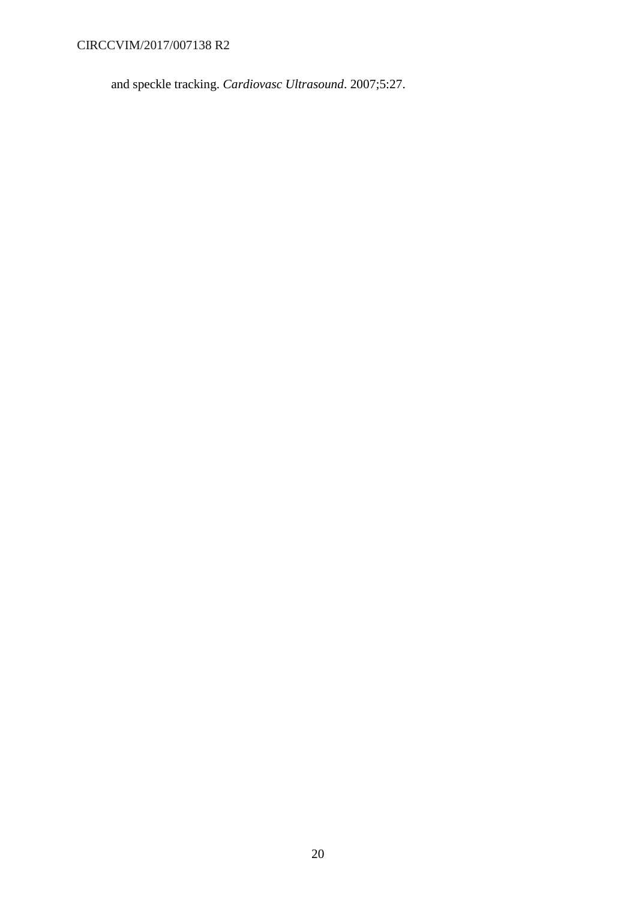and speckle tracking. *Cardiovasc Ultrasound*. 2007;5:27.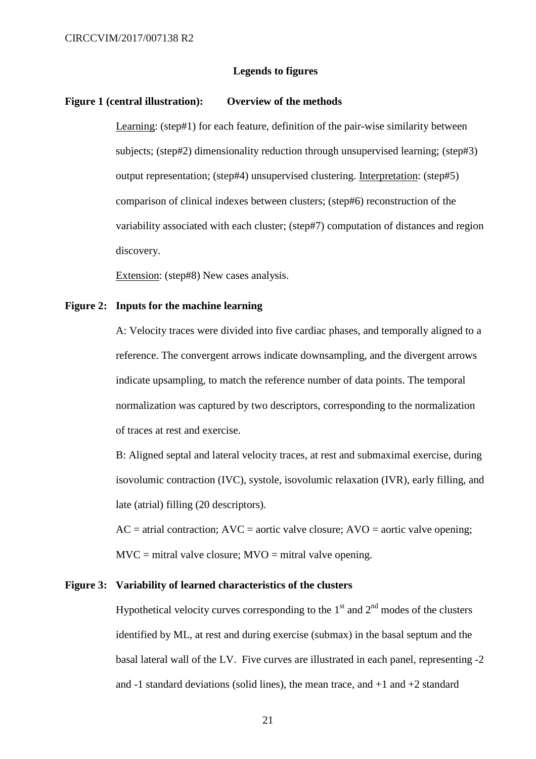## Legends to figures

**Figure 1 (central illustration): Overview of the methods**

Learning: (step#1) for each feature, definition of the pair-wise similarity between subjects; (step#2) dimensionality reduction through unsupervised learning; (step#3) output representation; (step#4) unsupervised clustering. Interpretation: (step#5) comparison of clinical indexes between clusters; (step#6) reconstruction of the variability associated with each cluster; (step#7) computation of distances and region discovery.

Extension: (step#8) New cases analysis.

**Figure 2: Inputs for the machine learning**

A: Velocity traces were divided into five cardiac phases, and temporally aligned to a reference. The convergent arrows indicate downsampling, and the divergent arrows indicate upsampling, to match the reference number of data points. The temporal normalization was captured by two descriptors, corresponding to the normalization of traces at rest and exercise.

B: Aligned septal and lateral velocity traces, at rest and submaximal exercise, during isovolumic contraction (IVC), systole, isovolumic relaxation (IVR), early filling, and late (atrial) filling (20 descriptors).

AC = atrial contraction; AVC = aortic valve closure; AVO = aortic valve opening; MVC = mitral valve closure; MVO = mitral valve opening.

**Figure 3: Variability of learned characteristics of the clusters**

Hypothetical velocity curves corresponding to the 1st and 2nd modes of the clusters identified by ML, at rest and during exercise (submax) in the basal septum and the basal lateral wall of the LV. Five curves are illustrated in each panel, representing -2 and -1 standard deviations (solid lines), the mean trace, and +1 and +2 standard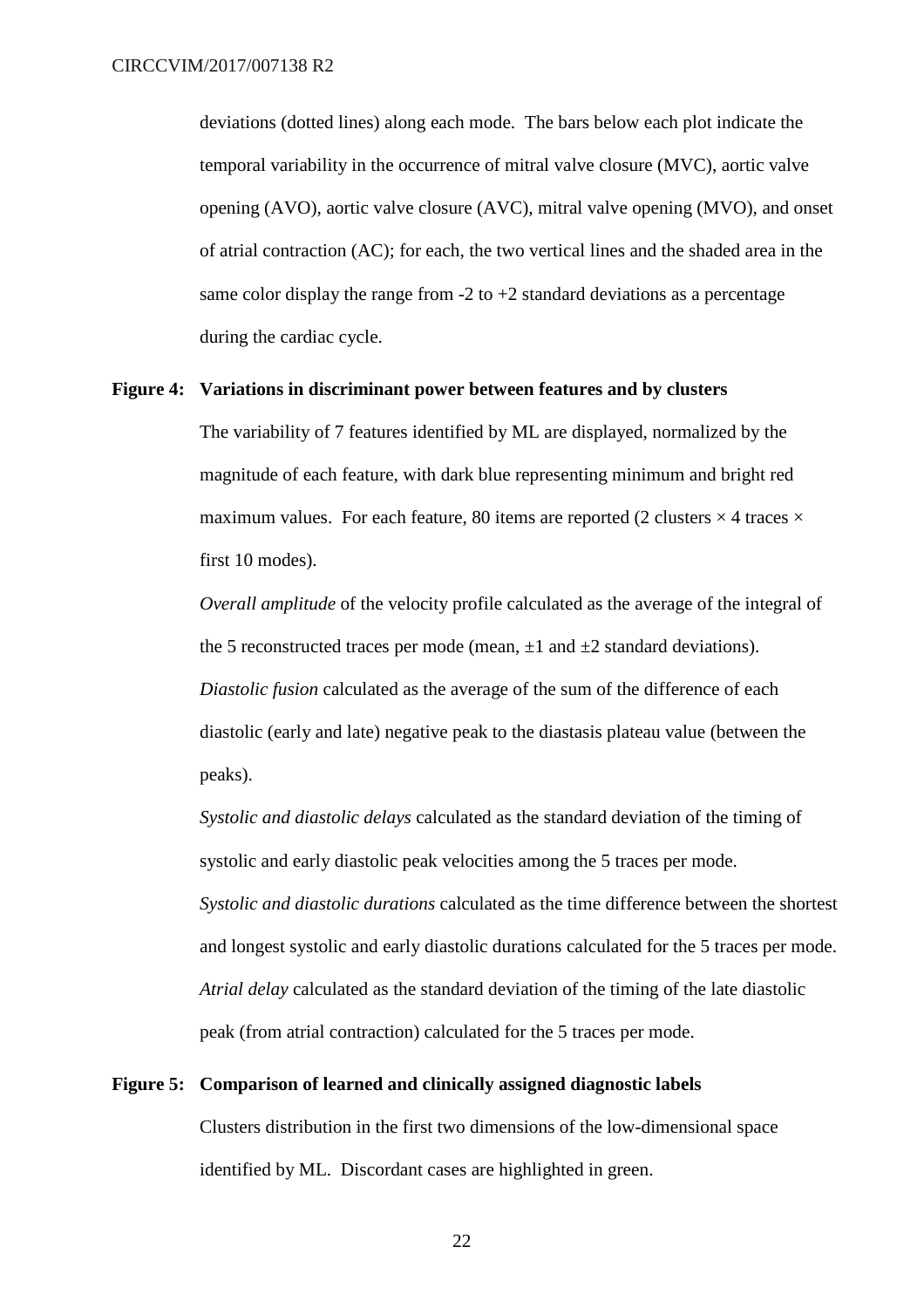deviations (dotted lines) along each mode. The bars below each plot indicate the temporal variability in the occurrence of mitral valve closure (MVC), aortic valve opening (AVO), aortic valve closure (AVC), mitral valve opening (MVO), and onset of atrial contraction (AC); for each, the two vertical lines and the shaded area in the same color display the range from -2 to +2 standard deviations as a percentage during the cardiac cycle.

**Figure 4: Variations in discriminant power between features and by clusters**

The variability of 7 features identified by ML are displayed, normalized by the magnitude of each feature, with dark blue representing minimum and bright red maximum values. For each feature, 80 items are reported (2 clusters $\times$ 4 traces $\times$ first 10 modes).

*Overall amplitude* of the velocity profile calculated as the average of the integral of the 5 reconstructed traces per mode (mean, $\pm 1$ and $\pm 2$ standard deviations).

*Diastolic fusion* calculated as the average of the sum of the difference of each diastolic (early and late) negative peak to the diastasis plateau value (between the peaks).

*Systolic and diastolic delays* calculated as the standard deviation of the timing of systolic and early diastolic peak velocities among the 5 traces per mode.

*Systolic and diastolic durations* calculated as the time difference between the shortest and longest systolic and early diastolic durations calculated for the 5 traces per mode.

*Atrial delay* calculated as the standard deviation of the timing of the late diastolic peak (from atrial contraction) calculated for the 5 traces per mode.

**Figure 5: Comparison of learned and clinically assigned diagnostic labels**

Clusters distribution in the first two dimensions of the low-dimensional space identified by ML. Discordant cases are highlighted in green.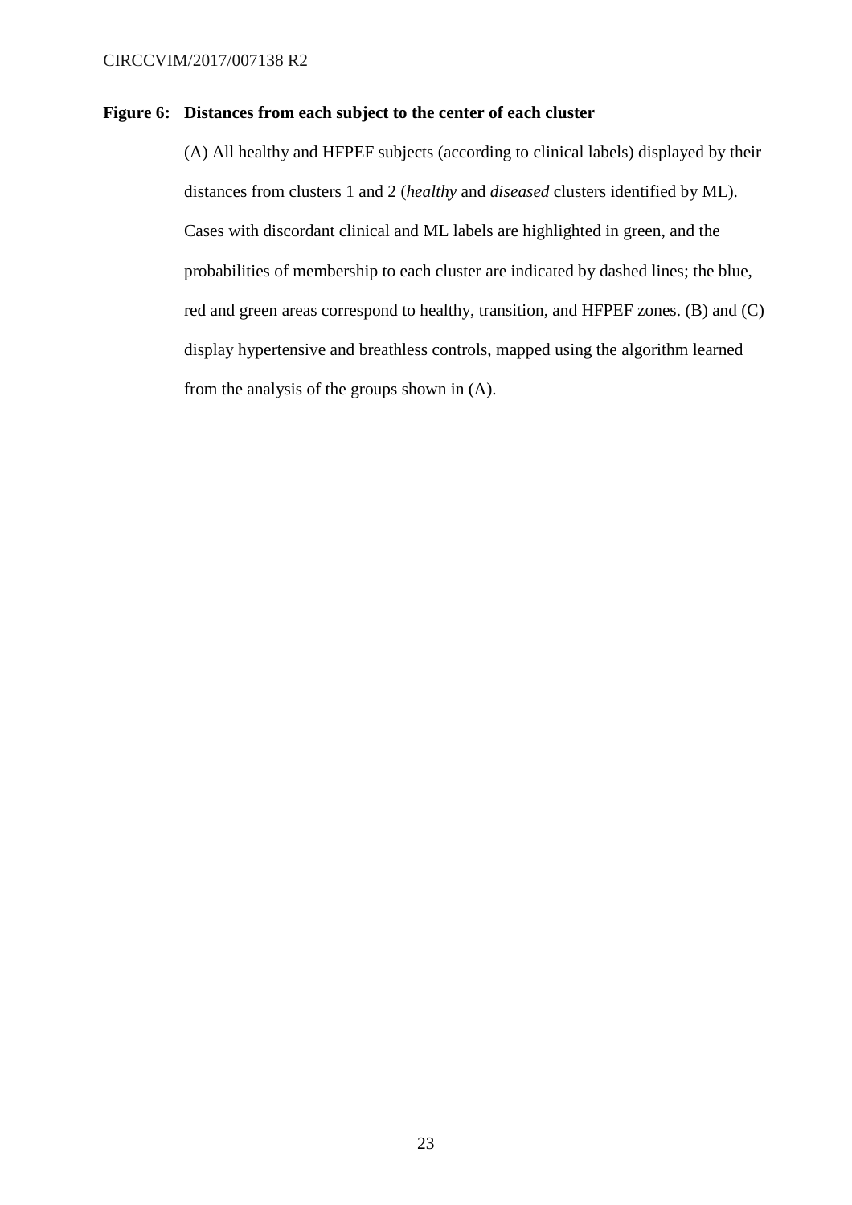**Figure 6: Distances from each subject to the center of each cluster**

(A) All healthy and HFPEF subjects (according to clinical labels) displayed by their distances from clusters 1 and 2 (*healthy* and *diseased* clusters identified by ML). Cases with discordant clinical and ML labels are highlighted in green, and the probabilities of membership to each cluster are indicated by dashed lines; the blue, red and green areas correspond to healthy, transition, and HFPEF zones. (B) and (C) display hypertensive and breathless controls, mapped using the algorithm learned from the analysis of the groups shown in (A).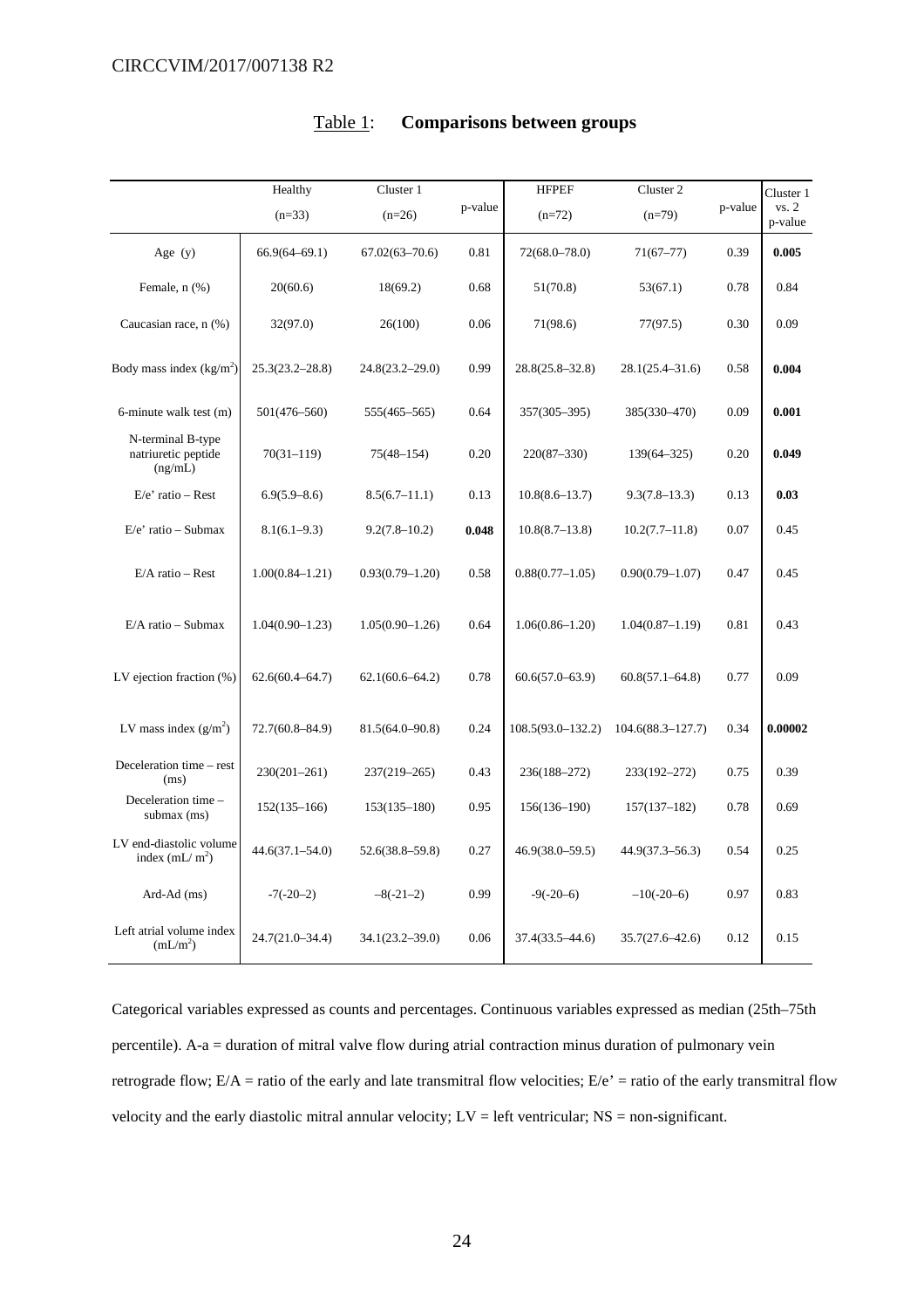## Table 1: **Comparisons between groups**

| | Healthy (n=33) | Cluster 1 (n=26) | p-value | HFPEF (n=72) | Cluster 2 (n=79) | p-value | Cluster 1 vs. 2 p-value |
|---|---|---|---|---|---|---|---|
| Age (y) | 66.9(64–69.1) | 67.02(63–70.6) | 0.81 | 72(68.0–78.0) | 71(67–77) | 0.39 | **0.005** |
| Female, n (%) | 20(60.6) | 18(69.2) | 0.68 | 51(70.8) | 53(67.1) | 0.78 | 0.84 |
| Caucasian race, n (%) | 32(97.0) | 26(100) | 0.06 | 71(98.6) | 77(97.5) | 0.30 | 0.09 |
| Body mass index (kg/m$^2$) | 25.3(23.2–28.8) | 24.8(23.2–29.0) | 0.99 | 28.8(25.8–32.8) | 28.1(25.4–31.6) | 0.58 | **0.004** |
| 6-minute walk test (m) | 501(476–560) | 555(465–565) | 0.64 | 357(305–395) | 385(330–470) | 0.09 | **0.001** |
| N-terminal B-type natriuretic peptide (ng/mL) | 70(31–119) | 75(48–154) | 0.20 | 220(87–330) | 139(64–325) | 0.20 | **0.049** |
| E/e' ratio – Rest | 6.9(5.9–8.6) | 8.5(6.7–11.1) | 0.13 | 10.8(8.6–13.7) | 9.3(7.8–13.3) | 0.13 | **0.03** |
| E/e' ratio – Submax | 8.1(6.1–9.3) | 9.2(7.8–10.2) | **0.048** | 10.8(8.7–13.8) | 10.2(7.7–11.8) | 0.07 | 0.45 |
| E/A ratio – Rest | 1.00(0.84–1.21) | 0.93(0.79–1.20) | 0.58 | 0.88(0.77–1.05) | 0.90(0.79–1.07) | 0.47 | 0.45 |
| E/A ratio – Submax | 1.04(0.90–1.23) | 1.05(0.90–1.26) | 0.64 | 1.06(0.86–1.20) | 1.04(0.87–1.19) | 0.81 | 0.43 |
| LV ejection fraction (%) | 62.6(60.4–64.7) | 62.1(60.6–64.2) | 0.78 | 60.6(57.0–63.9) | 60.8(57.1–64.8) | 0.77 | 0.09 |
| LV mass index (g/m$^2$) | 72.7(60.8–84.9) | 81.5(64.0–90.8) | 0.24 | 108.5(93.0–132.2) | 104.6(88.3–127.7) | 0.34 | **0.00002** |
| Deceleration time – rest (ms) | 230(201–261) | 237(219–265) | 0.43 | 236(188–272) | 233(192–272) | 0.75 | 0.39 |
| Deceleration time – submax (ms) | 152(135–166) | 153(135–180) | 0.95 | 156(136–190) | 157(137–182) | 0.78 | 0.69 |
| LV end-diastolic volume index (mL/ m$^2$) | 44.6(37.1–54.0) | 52.6(38.8–59.8) | 0.27 | 46.9(38.0–59.5) | 44.9(37.3–56.3) | 0.54 | 0.25 |
| Ard-Ad (ms) | -7(-20–2) | –8(-21–2) | 0.99 | -9(-20–6) | –10(-20–6) | 0.97 | 0.83 |
| Left atrial volume index (mL/m$^2$) | 24.7(21.0–34.4) | 34.1(23.2–39.0) | 0.06 | 37.4(33.5–44.6) | 35.7(27.6–42.6) | 0.12 | 0.15 |

Categorical variables expressed as counts and percentages. Continuous variables expressed as median (25th–75th percentile). A-a = duration of mitral valve flow during atrial contraction minus duration of pulmonary vein retrograde flow; E/A = ratio of the early and late transmitral flow velocities; E/e' = ratio of the early transmitral flow velocity and the early diastolic mitral annular velocity; LV = left ventricular; NS = non-significant.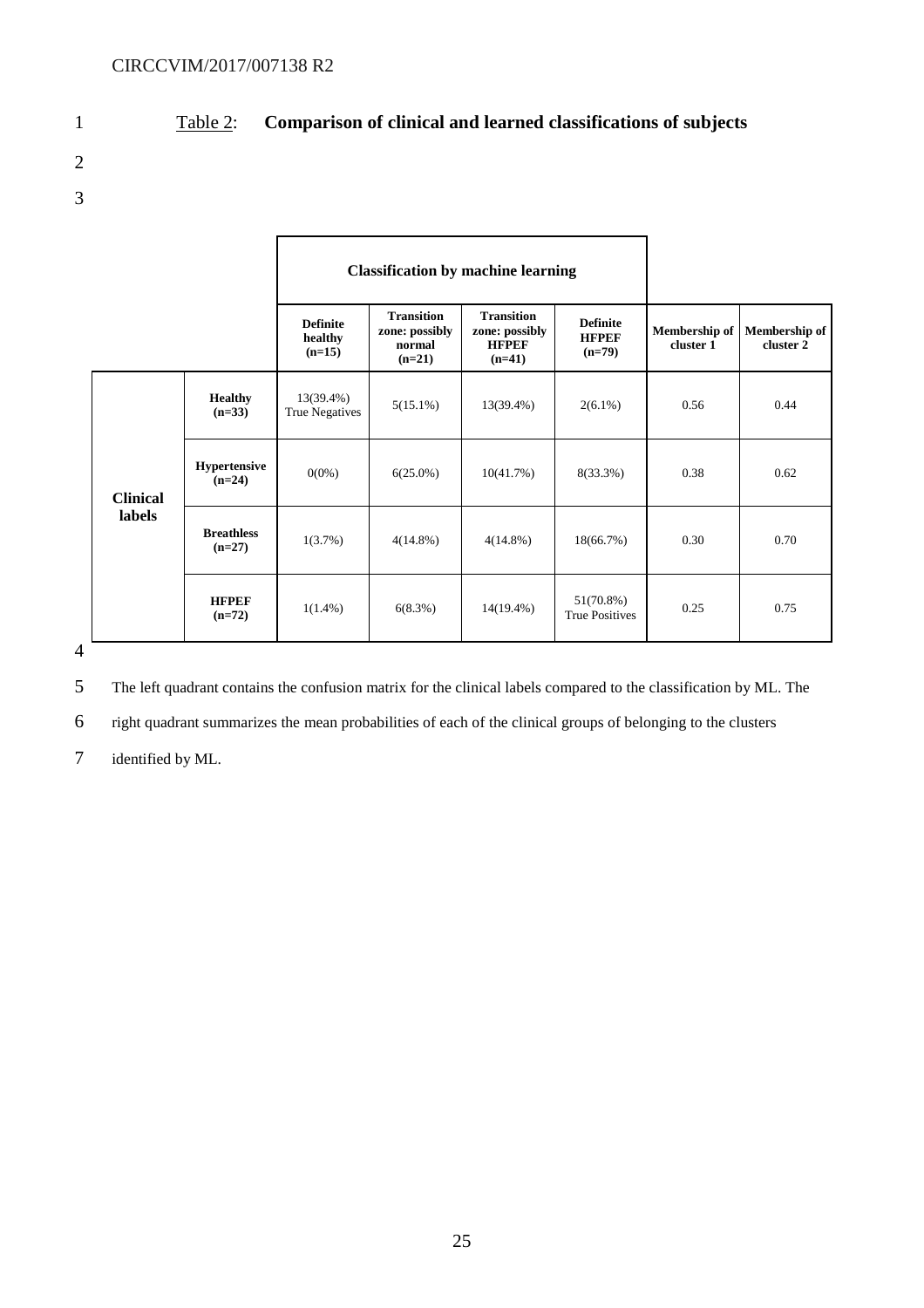Table 2: **Comparison of clinical and learned classifications of subjects**

| | | Classification by machine learning | | | | | |
|---|---|---|---|---|---|---|---|
| | | **Definite healthy (n=15)** | **Transition zone: possibly normal (n=21)** | **Transition zone: possibly HFPEF (n=41)** | **Definite HFPEF (n=79)** | **Membership of cluster 1** | **Membership of cluster 2** |
| **Clinical labels** | **Healthy (n=33)** | 13(39.4%) True Negatives | 5(15.1%) | 13(39.4%) | 2(6.1%) | 0.56 | 0.44 |
| | **Hypertensive (n=24)** | 0(0%) | 6(25.0%) | 10(41.7%) | 8(33.3%) | 0.38 | 0.62 |
| | **Breathless (n=27)** | 1(3.7%) | 4(14.8%) | 4(14.8%) | 18(66.7%) | 0.30 | 0.70 |
| | **HFPEF (n=72)** | 1(1.4%) | 6(8.3%) | 14(19.4%) | 51(70.8%) True Positives | 0.25 | 0.75 |

The left quadrant contains the confusion matrix for the clinical labels compared to the classification by ML. The right quadrant summarizes the mean probabilities of each of the clinical groups of belonging to the clusters identified by ML.